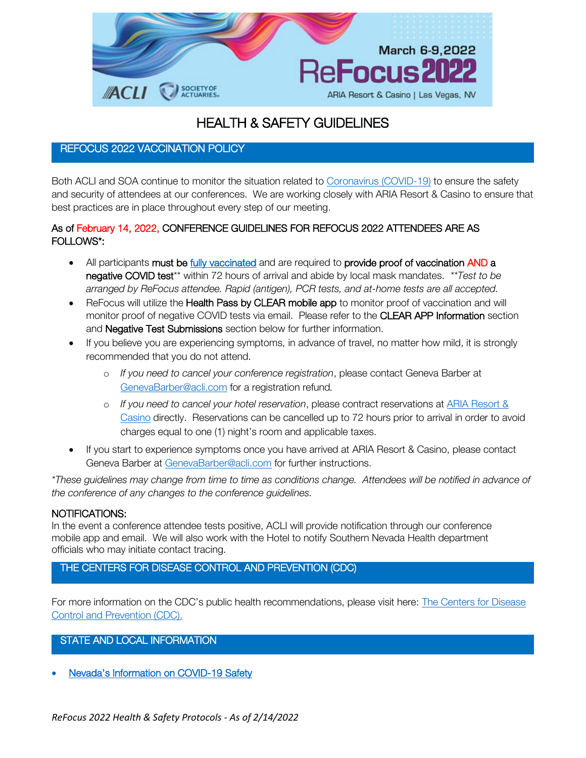March 6-9, 2022

ReFocus 2022

ARIA Resort & Casino | Las Vegas, NV

ACLI | SOCIETY OF ACTUARIES

# HEALTH & SAFETY GUIDELINES

## REFOCUS 2022 VACCINATION POLICY

Both ACLI and SOA continue to monitor the situation related to Coronavirus (COVID-19) to ensure the safety and security of attendees at our conferences. We are working closely with ARIA Resort & Casino to ensure that best practices are in place throughout every step of our meeting.

As of February 14, 2022, CONFERENCE GUIDELINES FOR REFOCUS 2022 ATTENDEES ARE AS FOLLOWS*:

- All participants **must be** fully vaccinated and are required to **provide proof of vaccination AND a negative COVID test**** within 72 hours of arrival and abide by local mask mandates. *\*\*Test to be arranged by ReFocus attendee. Rapid (antigen), PCR tests, and at-home tests are all accepted.*
- ReFocus will utilize the **Health Pass by CLEAR mobile app** to monitor proof of vaccination and will monitor proof of negative COVID tests via email. Please refer to the **CLEAR APP Information** section and **Negative Test Submissions** section below for further information.
- If you believe you are experiencing symptoms, in advance of travel, no matter how mild, it is strongly recommended that you do not attend.
  - *If you need to cancel your conference registration*, please contact Geneva Barber at GenevaBarber@acli.com for a registration refund.
  - *If you need to cancel your hotel reservation*, please contract reservations at ARIA Resort & Casino directly. Reservations can be cancelled up to 72 hours prior to arrival in order to avoid charges equal to one (1) night's room and applicable taxes.
- If you start to experience symptoms once you have arrived at ARIA Resort & Casino, please contact Geneva Barber at GenevaBarber@acli.com for further instructions.

*\*These guidelines may change from time to time as conditions change. Attendees will be notified in advance of the conference of any changes to the conference guidelines.*

**NOTIFICATIONS:**
In the event a conference attendee tests positive, ACLI will provide notification through our conference mobile app and email. We will also work with the Hotel to notify Southern Nevada Health department officials who may initiate contact tracing.

## THE CENTERS FOR DISEASE CONTROL AND PREVENTION (CDC)

For more information on the CDC's public health recommendations, please visit here: The Centers for Disease Control and Prevention (CDC).

## STATE AND LOCAL INFORMATION

- Nevada's Information on COVID-19 Safety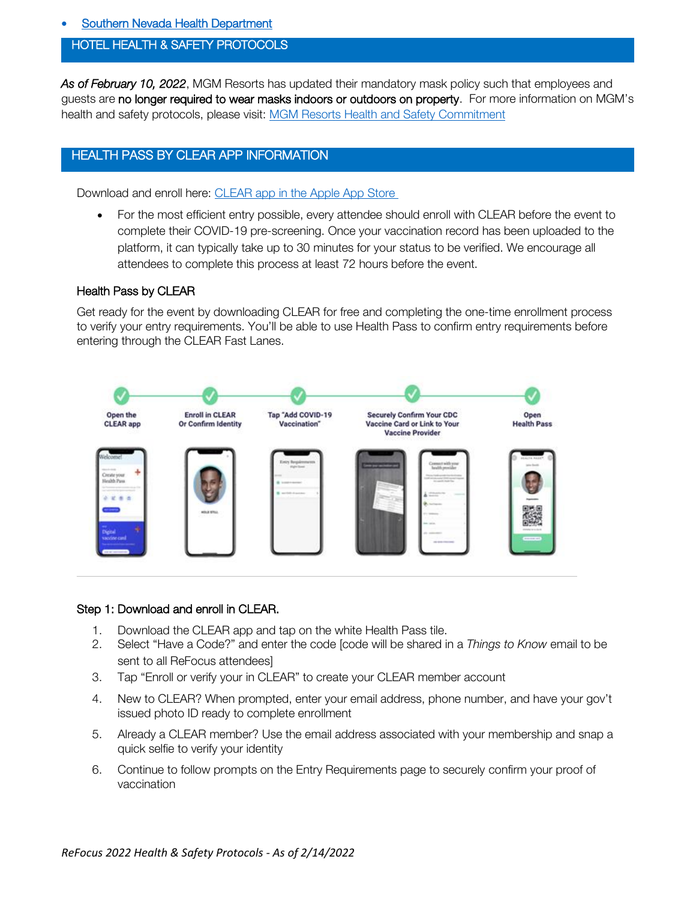- [Southern Nevada Health Department]

## HOTEL HEALTH & SAFETY PROTOCOLS

*As of February 10, 2022*, MGM Resorts has updated their mandatory mask policy such that employees and guests are **no longer required to wear masks indoors or outdoors on property**. For more information on MGM's health and safety protocols, please visit: [MGM Resorts Health and Safety Commitment]

## HEALTH PASS BY CLEAR APP INFORMATION

Download and enroll here: [CLEAR app in the Apple App Store]

- For the most efficient entry possible, every attendee should enroll with CLEAR before the event to complete their COVID-19 pre-screening. Once your vaccination record has been uploaded to the platform, it can typically take up to 30 minutes for your status to be verified. We encourage all attendees to complete this process at least 72 hours before the event.

### Health Pass by CLEAR

Get ready for the event by downloading CLEAR for free and completing the one-time enrollment process to verify your entry requirements. You'll be able to use Health Pass to confirm entry requirements before entering through the CLEAR Fast Lanes.

Open the CLEAR app → Enroll in CLEAR Or Confirm Identity → Tap "Add COVID-19 Vaccination" → Securely Confirm Your CDC Vaccine Card or Link to Your Vaccine Provider → Open Health Pass

---

### Step 1: Download and enroll in CLEAR.

1. Download the CLEAR app and tap on the white Health Pass tile.
2. Select "Have a Code?" and enter the code [code will be shared in a *Things to Know* email to be sent to all ReFocus attendees]
3. Tap "Enroll or verify your in CLEAR" to create your CLEAR member account
4. New to CLEAR? When prompted, enter your email address, phone number, and have your gov't issued photo ID ready to complete enrollment
5. Already a CLEAR member? Use the email address associated with your membership and snap a quick selfie to verify your identity
6. Continue to follow prompts on the Entry Requirements page to securely confirm your proof of vaccination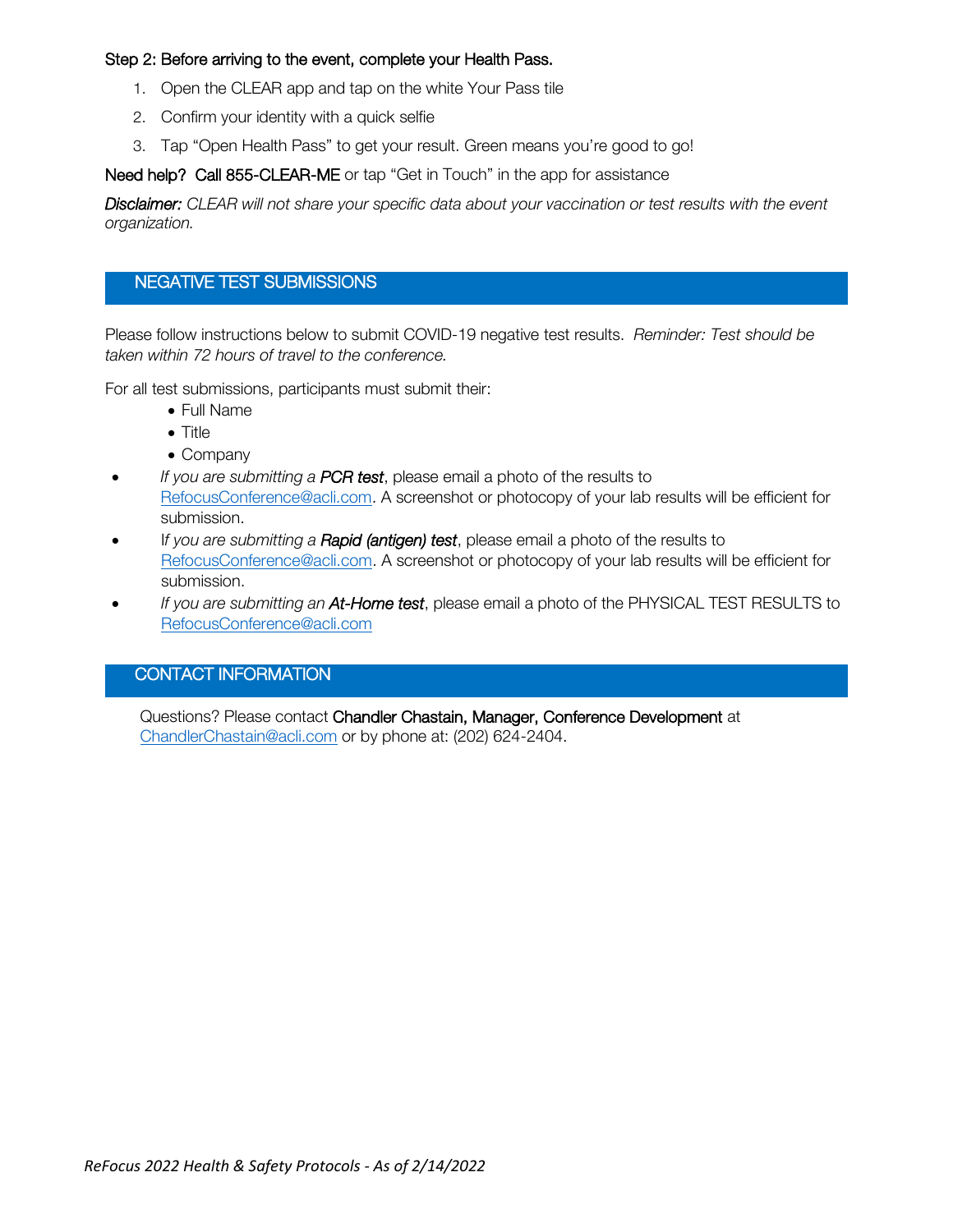Step 2: Before arriving to the event, complete your Health Pass.

1. Open the CLEAR app and tap on the white Your Pass tile
2. Confirm your identity with a quick selfie
3. Tap "Open Health Pass" to get your result. Green means you're good to go!

Need help? Call 855-CLEAR-ME or tap "Get in Touch" in the app for assistance

*Disclaimer: CLEAR will not share your specific data about your vaccination or test results with the event organization.*

## NEGATIVE TEST SUBMISSIONS

Please follow instructions below to submit COVID-19 negative test results. *Reminder: Test should be taken within 72 hours of travel to the conference.*

For all test submissions, participants must submit their:

- Full Name
- Title
- Company

- *If you are submitting a **PCR test***, please email a photo of the results to RefocusConference@acli.com. A screenshot or photocopy of your lab results will be efficient for submission.
- *If you are submitting a **Rapid (antigen) test***, please email a photo of the results to RefocusConference@acli.com. A screenshot or photocopy of your lab results will be efficient for submission.
- *If you are submitting an **At-Home test***, please email a photo of the PHYSICAL TEST RESULTS to RefocusConference@acli.com

## CONTACT INFORMATION

Questions? Please contact Chandler Chastain, Manager, Conference Development at ChandlerChastain@acli.com or by phone at: (202) 624-2404.